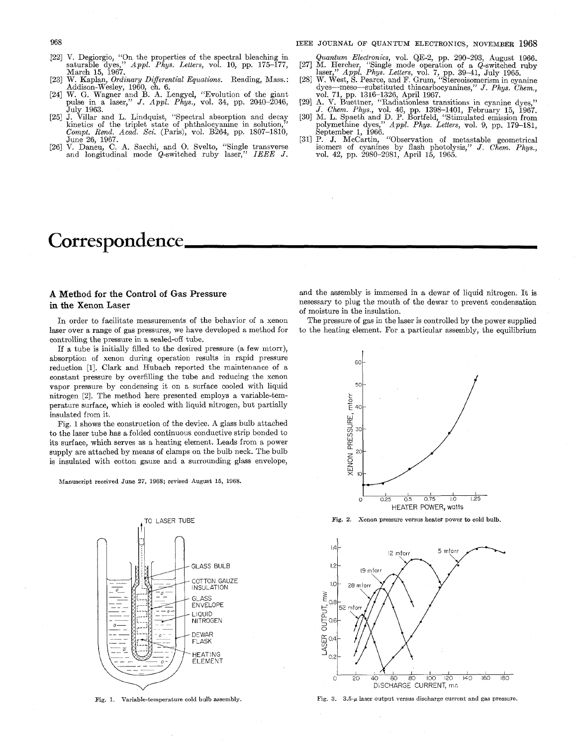[22] V. Degiorgio, "On the properties of the spectral bleaching in saturable dyes," *Appl. Phys. Letters*, vol. 10, pp. 175–177, March 15, 1967.

[23] W. Kaplan, *Ordinary Differential Equations*. Reading, Mass.: Addison-Wesley, 1960, ch. 6.

[24] W. G. Wagner and B. A. Lengyel, "Evolution of the giant pulse in a laser," *J. Appl. Phys.*, vol. 34, pp. 2040–2046, July 1963.

[25] J. Villar and L. Lindquist, "Spectral absorption and decay kinetics of the triplet state of phthalocyanine in solution," *Compt. Rend. Acad. Sci.* (Paris), vol. B264, pp. 1807–1810, June 26, 1967.

[26] V. Daneu, C. A. Sacchi, and O. Svelto, "Single transverse and longitudinal mode Q-switched ruby laser," *IEEE J. Quantum Electronics*, vol. QE-2, pp. 290–293, August 1966.

[27] M. Hercher, "Single mode operation of a Q-switched ruby laser," *Appl. Phys. Letters*, vol. 7, pp. 39–41, July 1965.

[28] W. West, S. Pearce, and F. Grum, "Stereoisomerism in cyanine dyes—meso—substituted thiacarbocyanines," *J. Phys. Chem.*, vol. 71, pp. 1316–1326, April 1967.

[29] A. V. Buettner, "Radiationless transitions in cyanine dyes," *J. Chem. Phys.*, vol. 46, pp. 1398–1401, February 15, 1967.

[30] M. L. Spaeth and D. P. Bortfeld, "Stimulated emission from polymethine dyes," *Appl. Phys. Letters*, vol. 9, pp. 179–181, September 1, 1966.

[31] P. J. McCartin, "Observation of metastable geometrical isomers of cyanines by flash photolysis," *J. Chem. Phys.*, vol. 42, pp. 2980–2981, April 15, 1965.

# Correspondence

## A Method for the Control of Gas Pressure in the Xenon Laser

In order to facilitate measurements of the behavior of a xenon laser over a range of gas pressures, we have developed a method for controlling the pressure in a sealed-off tube.

If a tube is initially filled to the desired pressure (a few mtorr), absorption of xenon during operation results in rapid pressure reduction [1]. Clark and Hubach reported the maintenance of a constant pressure by overfilling the tube and reducing the xenon vapor pressure by condensing it on a surface cooled with liquid nitrogen [2]. The method here presented employs a variable-temperature surface, which is cooled with liquid nitrogen, but partially insulated from it.

Fig. 1 shows the construction of the device. A glass bulb attached to the laser tube has a folded continuous conductive strip bonded to its surface, which serves as a heating element. Leads from a power supply are attached by means of clamps on the bulb neck. The bulb is insulated with cotton gauze and a surrounding glass envelope, and the assembly is immersed in a dewar of liquid nitrogen. It is nesessary to plug the mouth of the dewar to prevent condensation of moisture in the insulation.

The pressure of gas in the laser is controlled by the power supplied to the heating element. For a particular assembly, the equilibrium

Manuscript received June 27, 1968; revised August 15, 1968.

Fig. 1. Variable-temperature cold bulb assembly.

Fig. 2. Xenon pressure versus heater power to cold bulb.

Fig. 3. 3.5-$\mu$ laser output versus discharge current and gas pressure.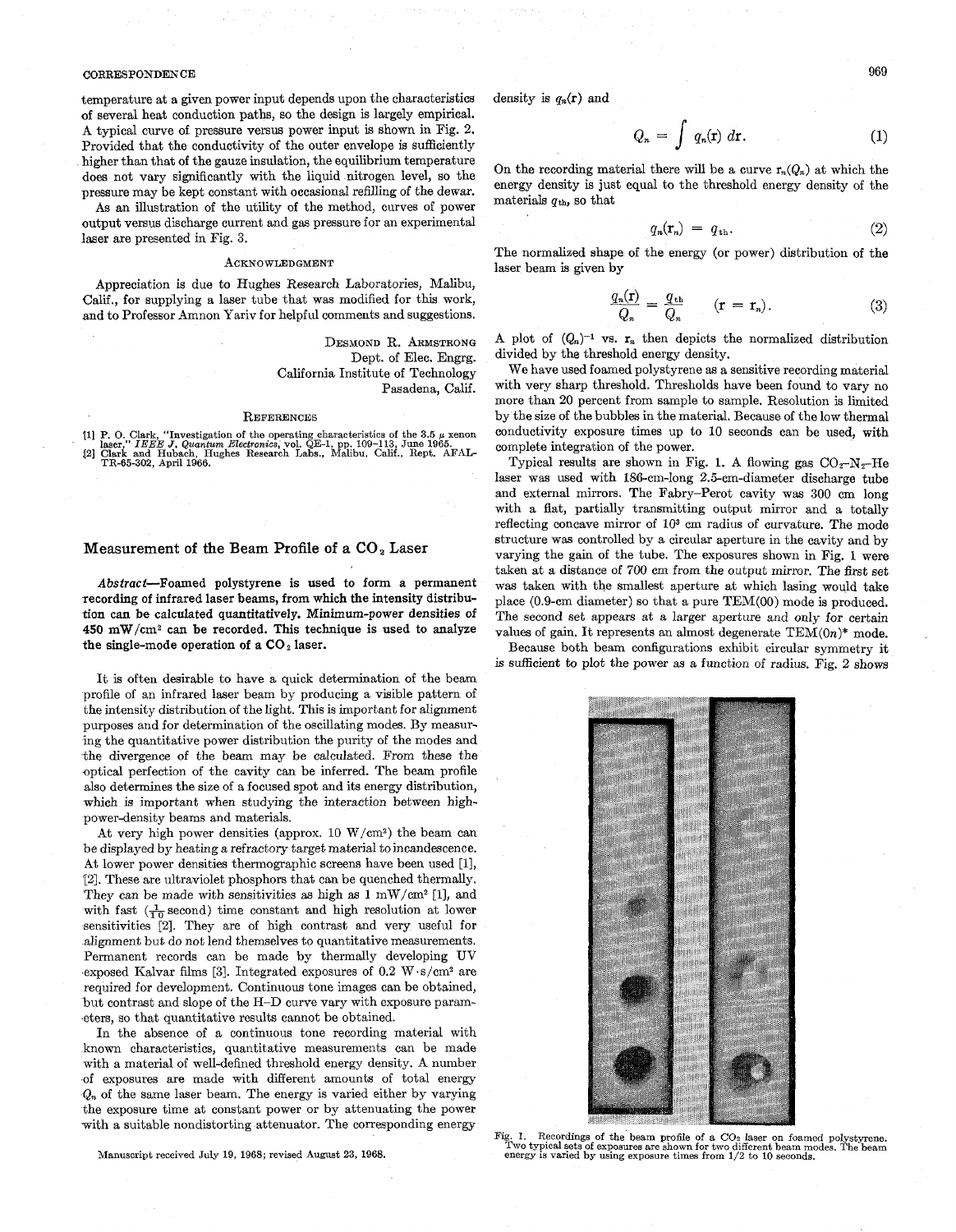temperature at a given power input depends upon the characteristics of several heat conduction paths, so the design is largely empirical. A typical curve of pressure versus power input is shown in Fig. 2. Provided that the conductivity of the outer envelope is sufficiently higher than that of the gauze insulation, the equilibrium temperature does not vary significantly with the liquid nitrogen level, so the pressure may be kept constant with occasional refilling of the dewar.

As an illustration of the utility of the method, curves of power output versus discharge current and gas pressure for an experimental laser are presented in Fig. 3.

### Acknowledgment

Appreciation is due to Hughes Research Laboratories, Malibu, Calif., for supplying a laser tube that was modified for this work, and to Professor Amnon Yariv for helpful comments and suggestions.

Desmond R. Armstrong
Dept. of Elec. Engrg.
California Institute of Technology
Pasadena, Calif.

### References

[1] P. O. Clark, "Investigation of the operating characteristics of the 3.5 μ xenon laser," *IEEE J. Quantum Electronics*, vol. QE-1, pp. 109–113, June 1965.
[2] Clark and Hubach, Hughes Research Labs., Malibu, Calif., Rept. AFAL-TR-65-302, April 1966.

## Measurement of the Beam Profile of a $CO_2$ Laser

***Abstract*—Foamed polystyrene is used to form a permanent recording of infrared laser beams, from which the intensity distribution can be calculated quantitatively. Minimum-power densities of 450 mW/cm² can be recorded. This technique is used to analyze the single-mode operation of a $CO_2$ laser.**

It is often desirable to have a quick determination of the beam profile of an infrared laser beam by producing a visible pattern of the intensity distribution of the light. This is important for alignment purposes and for determination of the oscillating modes. By measuring the quantitative power distribution the purity of the modes and the divergence of the beam may be calculated. From these the optical perfection of the cavity can be inferred. The beam profile also determines the size of a focused spot and its energy distribution, which is important when studying the interaction between high-power-density beams and materials.

At very high power densities (approx. 10 W/cm²) the beam can be displayed by heating a refractory target material to incandescence. At lower power densities thermographic screens have been used [1], [2]. These are ultraviolet phosphors that can be quenched thermally. They can be made with sensitivities as high as 1 mW/cm² [1], and with fast ($\frac{1}{10}$ second) time constant and high resolution at lower sensitivities [2]. They are of high contrast and very useful for alignment but do not lend themselves to quantitative measurements. Permanent records can be made by thermally developing UV exposed Kalvar films [3]. Integrated exposures of 0.2 W·s/cm² are required for development. Continuous tone images can be obtained, but contrast and slope of the H–D curve vary with exposure parameters, so that quantitative results cannot be obtained.

In the absence of a continuous tone recording material with known characteristics, quantitative measurements can be made with a material of well-defined threshold energy density. A number of exposures are made with different amounts of total energy $Q_n$ of the same laser beam. The energy is varied either by varying the exposure time at constant power or by attenuating the power with a suitable nondistorting attenuator. The corresponding energy density is $q_n(\mathbf{r})$ and

$$Q_n = \int q_n(\mathbf{r})\, d\mathbf{r}. \qquad (1)$$

On the recording material there will be a curve $\mathbf{r}_n(Q_n)$ at which the energy density is just equal to the threshold energy density of the materials $q_{th}$, so that

$$q_n(\mathbf{r}_n) = q_{th}. \qquad (2)$$

The normalized shape of the energy (or power) distribution of the laser beam is given by

$$\frac{q_n(\mathbf{r})}{Q_n} = \frac{q_{th}}{Q_n} \qquad (\mathbf{r} = \mathbf{r}_n). \qquad (3)$$

A plot of $(Q_n)^{-1}$ vs. $\mathbf{r}_n$ then depicts the normalized distribution divided by the threshold energy density.

We have used foamed polystyrene as a sensitive recording material with very sharp threshold. Thresholds have been found to vary no more than 20 percent from sample to sample. Resolution is limited by the size of the bubbles in the material. Because of the low thermal conductivity exposure times up to 10 seconds can be used, with complete integration of the power.

Typical results are shown in Fig. 1. A flowing gas $CO_2$–$N_2$–He laser was used with 186-cm-long 2.5-cm-diameter discharge tube and external mirrors. The Fabry–Perot cavity was 300 cm long with a flat, partially transmitting output mirror and a totally reflecting concave mirror of $10^3$ cm radius of curvature. The mode structure was controlled by a circular aperture in the cavity and by varying the gain of the tube. The exposures shown in Fig. 1 were taken at a distance of 700 cm from the output mirror. The first set was taken with the smallest aperture at which lasing would take place (0.9-cm diameter) so that a pure TEM(00) mode is produced. The second set appears at a larger aperture and only for certain values of gain. It represents an almost degenerate TEM(0$n$)* mode.

Because both beam configurations exhibit circular symmetry it is sufficient to plot the power as a function of radius. Fig. 2 shows

Fig. 1. Recordings of the beam profile of a $CO_2$ laser on foamed polystyrene. Two typical sets of exposures are shown for two different beam modes. The beam energy is varied by using exposure times from 1/2 to 10 seconds.

Manuscript received July 19, 1968; revised August 23, 1968.